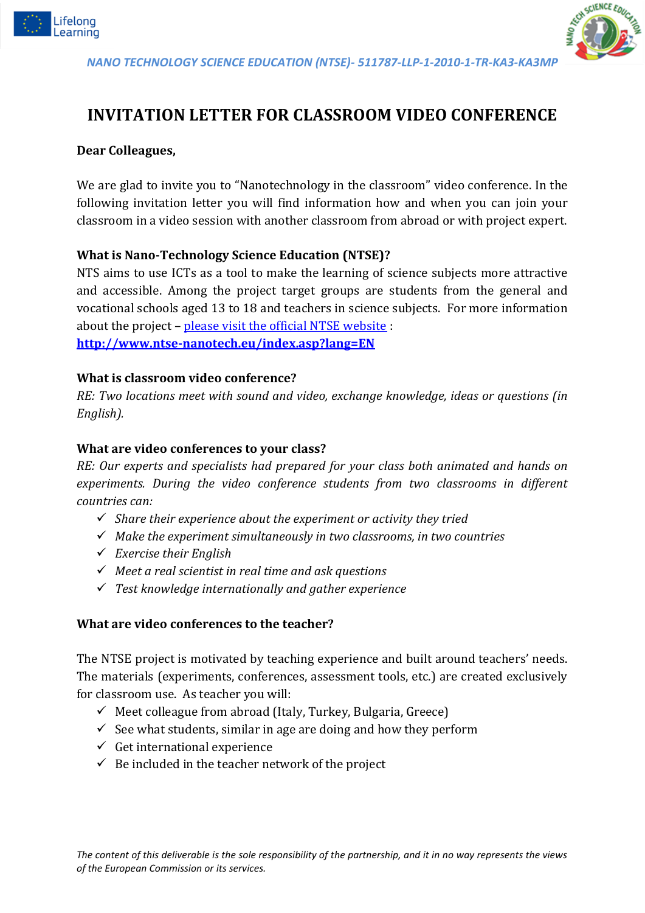# INVITATION LETTER FOR CLASSROOM VIDEO CONFERENCE

**Dear Colleagues,**

We are glad to invite you to "Nanotechnology in the classroom" video conference. In the following invitation letter you will find information how and when you can join your classroom in a video session with another classroom from abroad or with project expert.

**What is Nano-Technology Science Education (NTSE)?**

NTS aims to use ICTs as a tool to make the learning of science subjects more attractive and accessible. Among the project target groups are students from the general and vocational schools aged 13 to 18 and teachers in science subjects. For more information about the project – [please visit the official NTSE website](http://www.ntse-nanotech.eu/index.asp?lang=EN) :
**[http://www.ntse-nanotech.eu/index.asp?lang=EN](http://www.ntse-nanotech.eu/index.asp?lang=EN)**

**What is classroom video conference?**

*RE: Two locations meet with sound and video, exchange knowledge, ideas or questions (in English).*

**What are video conferences to your class?**

*RE: Our experts and specialists had prepared for your class both animated and hands on experiments. During the video conference students from two classrooms in different countries can:*

- ✓ *Share their experience about the experiment or activity they tried*
- ✓ *Make the experiment simultaneously in two classrooms, in two countries*
- ✓ *Exercise their English*
- ✓ *Meet a real scientist in real time and ask questions*
- ✓ *Test knowledge internationally and gather experience*

**What are video conferences to the teacher?**

The NTSE project is motivated by teaching experience and built around teachers' needs. The materials (experiments, conferences, assessment tools, etc.) are created exclusively for classroom use. As teacher you will:

- ✓ Meet colleague from abroad (Italy, Turkey, Bulgaria, Greece)
- ✓ See what students, similar in age are doing and how they perform
- ✓ Get international experience
- ✓ Be included in the teacher network of the project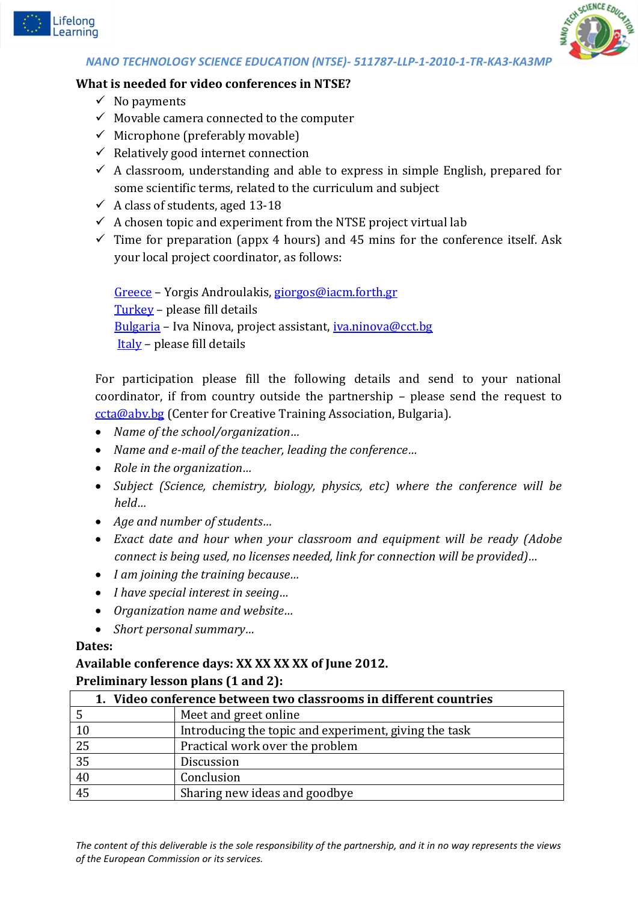**What is needed for video conferences in NTSE?**

- ✓ No payments
- ✓ Movable camera connected to the computer
- ✓ Microphone (preferably movable)
- ✓ Relatively good internet connection
- ✓ A classroom, understanding and able to express in simple English, prepared for some scientific terms, related to the curriculum and subject
- ✓ A class of students, aged 13-18
- ✓ A chosen topic and experiment from the NTSE project virtual lab
- ✓ Time for preparation (appx 4 hours) and 45 mins for the conference itself. Ask your local project coordinator, as follows:

  Greece – Yorgis Androulakis, giorgos@iacm.forth.gr
  Turkey – please fill details
  Bulgaria – Iva Ninova, project assistant, iva.ninova@cct.bg
  Italy – please fill details

For participation please fill the following details and send to your national coordinator, if from country outside the partnership – please send the request to ccta@abv.bg (Center for Creative Training Association, Bulgaria).

- *Name of the school/organization…*
- *Name and e-mail of the teacher, leading the conference…*
- *Role in the organization…*
- *Subject (Science, chemistry, biology, physics, etc) where the conference will be held…*
- *Age and number of students…*
- *Exact date and hour when your classroom and equipment will be ready (Adobe connect is being used, no licenses needed, link for connection will be provided)…*
- *I am joining the training because…*
- *I have special interest in seeing…*
- *Organization name and website…*
- *Short personal summary…*

**Dates:**

**Available conference days: XX XX XX XX of June 2012.**

**Preliminary lesson plans (1 and 2):**

| 1. Video conference between two classrooms in different countries | |
|---|---|
| 5 | Meet and greet online |
| 10 | Introducing the topic and experiment, giving the task |
| 25 | Practical work over the problem |
| 35 | Discussion |
| 40 | Conclusion |
| 45 | Sharing new ideas and goodbye |

*The content of this deliverable is the sole responsibility of the partnership, and it in no way represents the views of the European Commission or its services.*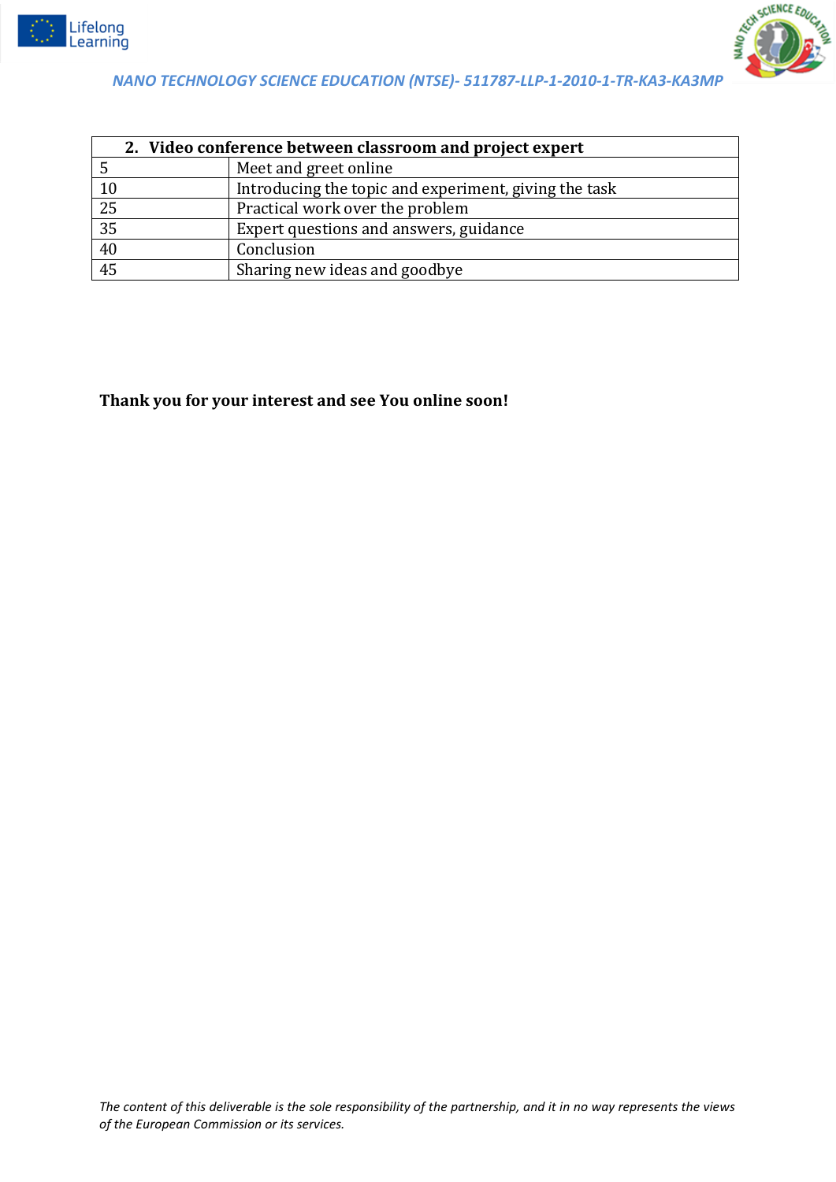| 2. Video conference between classroom and project expert | |
|---|---|
| 5 | Meet and greet online |
| 10 | Introducing the topic and experiment, giving the task |
| 25 | Practical work over the problem |
| 35 | Expert questions and answers, guidance |
| 40 | Conclusion |
| 45 | Sharing new ideas and goodbye |

**Thank you for your interest and see You online soon!**

*The content of this deliverable is the sole responsibility of the partnership, and it in no way represents the views of the European Commission or its services.*